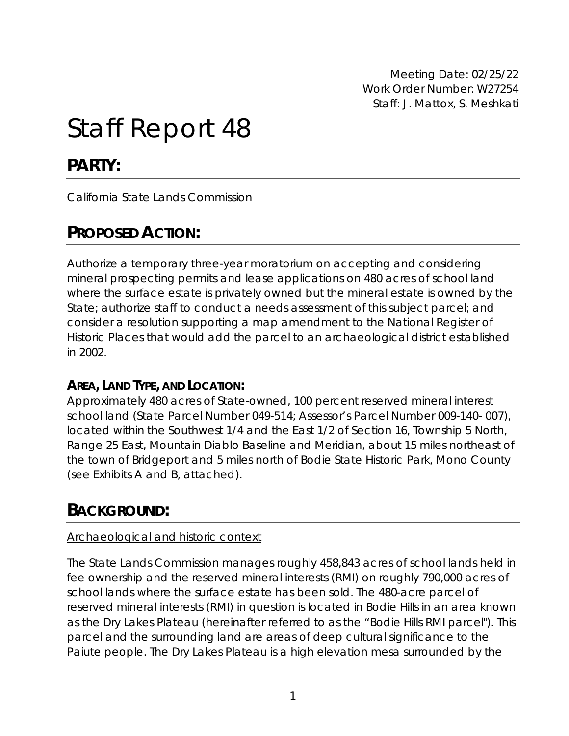Meeting Date: 02/25/22
Work Order Number: W27254
Staff: J. Mattox, S. Meshkati

# Staff Report 48

## PARTY:

California State Lands Commission

## PROPOSED ACTION:

Authorize a temporary three-year moratorium on accepting and considering mineral prospecting permits and lease applications on 480 acres of school land where the surface estate is privately owned but the mineral estate is owned by the State; authorize staff to conduct a needs assessment of this subject parcel; and consider a resolution supporting a map amendment to the National Register of Historic Places that would add the parcel to an archaeological district established in 2002.

### AREA, LAND TYPE, AND LOCATION:

Approximately 480 acres of State-owned, 100 percent reserved mineral interest school land (State Parcel Number 049-514; Assessor's Parcel Number 009-140- 007), located within the Southwest 1/4 and the East 1/2 of Section 16, Township 5 North, Range 25 East, Mountain Diablo Baseline and Meridian, about 15 miles northeast of the town of Bridgeport and 5 miles north of Bodie State Historic Park, Mono County (see Exhibits A and B, attached).

## BACKGROUND:

Archaeological and historic context

The State Lands Commission manages roughly 458,843 acres of school lands held in fee ownership and the reserved mineral interests (RMI) on roughly 790,000 acres of school lands where the surface estate has been sold. The 480-acre parcel of reserved mineral interests (RMI) in question is located in Bodie Hills in an area known as the Dry Lakes Plateau (hereinafter referred to as the "Bodie Hills RMI parcel"). This parcel and the surrounding land are areas of deep cultural significance to the Paiute people. The Dry Lakes Plateau is a high elevation mesa surrounded by the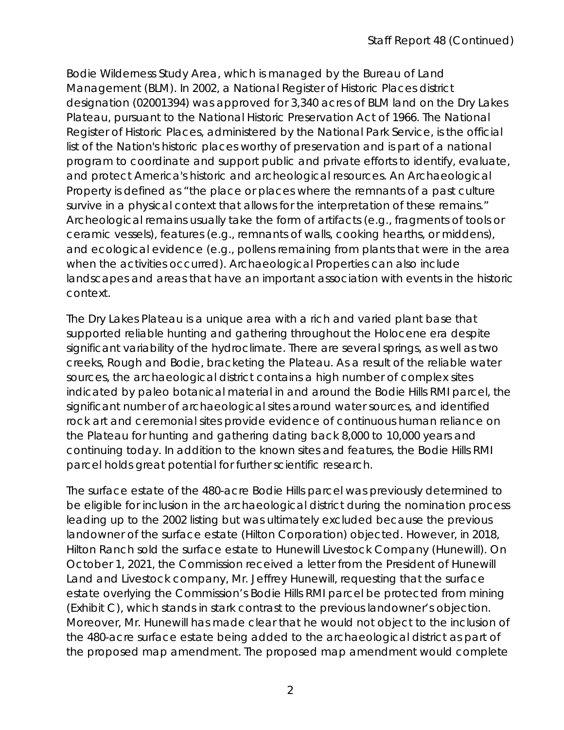Bodie Wilderness Study Area, which is managed by the Bureau of Land Management (BLM). In 2002, a National Register of Historic Places district designation (02001394) was approved for 3,340 acres of BLM land on the Dry Lakes Plateau, pursuant to the National Historic Preservation Act of 1966. The National Register of Historic Places, administered by the National Park Service, is the official list of the Nation's historic places worthy of preservation and is part of a national program to coordinate and support public and private efforts to identify, evaluate, and protect America's historic and archeological resources. An Archaeological Property is defined as "the place or places where the remnants of a past culture survive in a physical context that allows for the interpretation of these remains." Archeological remains usually take the form of artifacts (e.g., fragments of tools or ceramic vessels), features (e.g., remnants of walls, cooking hearths, or middens), and ecological evidence (e.g., pollens remaining from plants that were in the area when the activities occurred). Archaeological Properties can also include landscapes and areas that have an important association with events in the historic context.

The Dry Lakes Plateau is a unique area with a rich and varied plant base that supported reliable hunting and gathering throughout the Holocene era despite significant variability of the hydroclimate. There are several springs, as well as two creeks, Rough and Bodie, bracketing the Plateau. As a result of the reliable water sources, the archaeological district contains a high number of complex sites indicated by paleo botanical material in and around the Bodie Hills RMI parcel, the significant number of archaeological sites around water sources, and identified rock art and ceremonial sites provide evidence of continuous human reliance on the Plateau for hunting and gathering dating back 8,000 to 10,000 years and continuing today. In addition to the known sites and features, the Bodie Hills RMI parcel holds great potential for further scientific research.

The surface estate of the 480-acre Bodie Hills parcel was previously determined to be eligible for inclusion in the archaeological district during the nomination process leading up to the 2002 listing but was ultimately excluded because the previous landowner of the surface estate (Hilton Corporation) objected. However, in 2018, Hilton Ranch sold the surface estate to Hunewill Livestock Company (Hunewill). On October 1, 2021, the Commission received a letter from the President of Hunewill Land and Livestock company, Mr. Jeffrey Hunewill, requesting that the surface estate overlying the Commission's Bodie Hills RMI parcel be protected from mining (Exhibit C), which stands in stark contrast to the previous landowner's objection. Moreover, Mr. Hunewill has made clear that he would not object to the inclusion of the 480-acre surface estate being added to the archaeological district as part of the proposed map amendment. The proposed map amendment would complete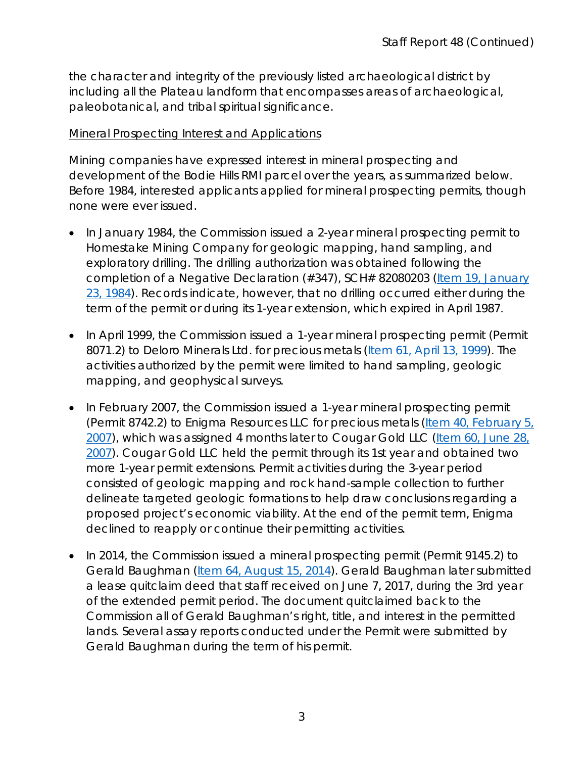the character and integrity of the previously listed archaeological district by including all the Plateau landform that encompasses areas of archaeological, paleobotanical, and tribal spiritual significance.

Mineral Prospecting Interest and Applications

Mining companies have expressed interest in mineral prospecting and development of the Bodie Hills RMI parcel over the years, as summarized below. Before 1984, interested applicants applied for mineral prospecting permits, though none were ever issued.

- In January 1984, the Commission issued a 2-year mineral prospecting permit to Homestake Mining Company for geologic mapping, hand sampling, and exploratory drilling. The drilling authorization was obtained following the completion of a Negative Declaration (#347), SCH# 82080203 (Item 19, January 23, 1984). Records indicate, however, that no drilling occurred either during the term of the permit or during its 1-year extension, which expired in April 1987.
- In April 1999, the Commission issued a 1-year mineral prospecting permit (Permit 8071.2) to Deloro Minerals Ltd. for precious metals (Item 61, April 13, 1999). The activities authorized by the permit were limited to hand sampling, geologic mapping, and geophysical surveys.
- In February 2007, the Commission issued a 1-year mineral prospecting permit (Permit 8742.2) to Enigma Resources LLC for precious metals (Item 40, February 5, 2007), which was assigned 4 months later to Cougar Gold LLC (Item 60, June 28, 2007). Cougar Gold LLC held the permit through its 1st year and obtained two more 1-year permit extensions. Permit activities during the 3-year period consisted of geologic mapping and rock hand-sample collection to further delineate targeted geologic formations to help draw conclusions regarding a proposed project's economic viability. At the end of the permit term, Enigma declined to reapply or continue their permitting activities.
- In 2014, the Commission issued a mineral prospecting permit (Permit 9145.2) to Gerald Baughman (Item 64, August 15, 2014). Gerald Baughman later submitted a lease quitclaim deed that staff received on June 7, 2017, during the 3rd year of the extended permit period. The document quitclaimed back to the Commission all of Gerald Baughman's right, title, and interest in the permitted lands. Several assay reports conducted under the Permit were submitted by Gerald Baughman during the term of his permit.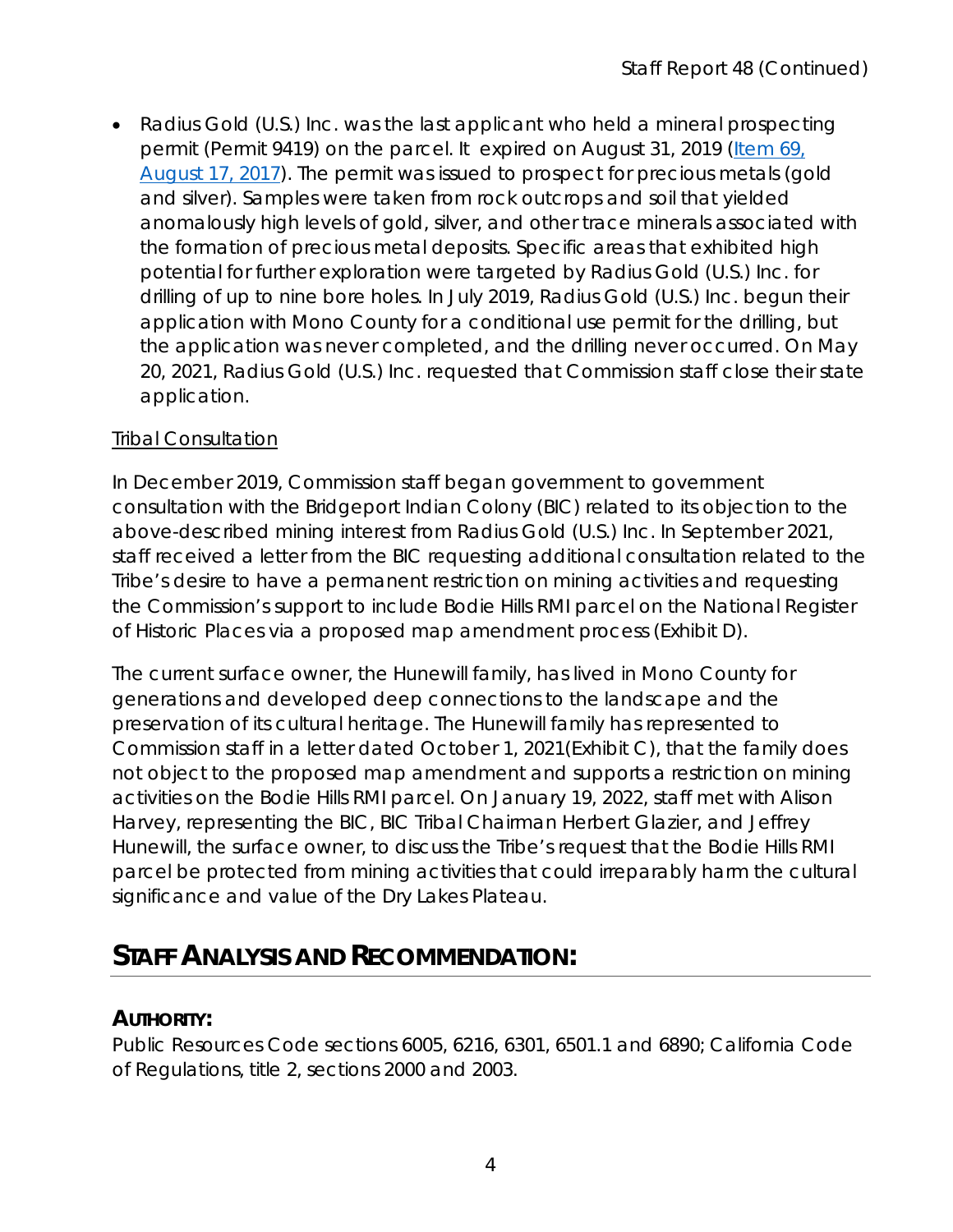- Radius Gold (U.S.) Inc. was the last applicant who held a mineral prospecting permit (Permit 9419) on the parcel. It expired on August 31, 2019 ([Item 69, August 17, 2017](#)). The permit was issued to prospect for precious metals (gold and silver). Samples were taken from rock outcrops and soil that yielded anomalously high levels of gold, silver, and other trace minerals associated with the formation of precious metal deposits. Specific areas that exhibited high potential for further exploration were targeted by Radius Gold (U.S.) Inc. for drilling of up to nine bore holes. In July 2019, Radius Gold (U.S.) Inc. begun their application with Mono County for a conditional use permit for the drilling, but the application was never completed, and the drilling never occurred. On May 20, 2021, Radius Gold (U.S.) Inc. requested that Commission staff close their state application.

<u>Tribal Consultation</u>

In December 2019, Commission staff began government to government consultation with the Bridgeport Indian Colony (BIC) related to its objection to the above-described mining interest from Radius Gold (U.S.) Inc. In September 2021, staff received a letter from the BIC requesting additional consultation related to the Tribe's desire to have a permanent restriction on mining activities and requesting the Commission's support to include Bodie Hills RMI parcel on the National Register of Historic Places via a proposed map amendment process (Exhibit D).

The current surface owner, the Hunewill family, has lived in Mono County for generations and developed deep connections to the landscape and the preservation of its cultural heritage. The Hunewill family has represented to Commission staff in a letter dated October 1, 2021(Exhibit C), that the family does not object to the proposed map amendment and supports a restriction on mining activities on the Bodie Hills RMI parcel. On January 19, 2022, staff met with Alison Harvey, representing the BIC, BIC Tribal Chairman Herbert Glazier, and Jeffrey Hunewill, the surface owner, to discuss the Tribe's request that the Bodie Hills RMI parcel be protected from mining activities that could irreparably harm the cultural significance and value of the Dry Lakes Plateau.

# STAFF ANALYSIS AND RECOMMENDATION:

## AUTHORITY:

Public Resources Code sections 6005, 6216, 6301, 6501.1 and 6890; California Code of Regulations, title 2, sections 2000 and 2003.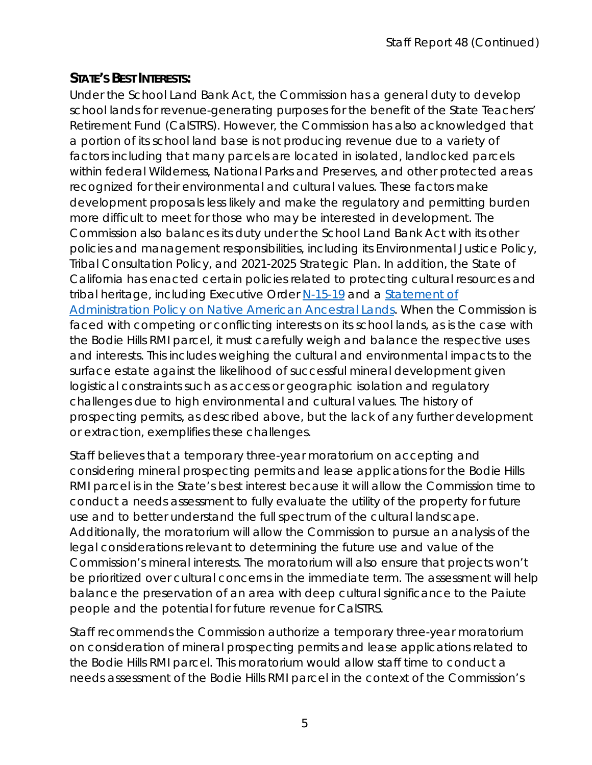## STATE'S BEST INTERESTS:

Under the School Land Bank Act, the Commission has a general duty to develop school lands for revenue-generating purposes for the benefit of the State Teachers' Retirement Fund (CalSTRS). However, the Commission has also acknowledged that a portion of its school land base is not producing revenue due to a variety of factors including that many parcels are located in isolated, landlocked parcels within federal Wilderness, National Parks and Preserves, and other protected areas recognized for their environmental and cultural values. These factors make development proposals less likely and make the regulatory and permitting burden more difficult to meet for those who may be interested in development. The Commission also balances its duty under the School Land Bank Act with its other policies and management responsibilities, including its Environmental Justice Policy, Tribal Consultation Policy, and 2021-2025 Strategic Plan. In addition, the State of California has enacted certain policies related to protecting cultural resources and tribal heritage, including Executive Order N-15-19 and a Statement of Administration Policy on Native American Ancestral Lands. When the Commission is faced with competing or conflicting interests on its school lands, as is the case with the Bodie Hills RMI parcel, it must carefully weigh and balance the respective uses and interests. This includes weighing the cultural and environmental impacts to the surface estate against the likelihood of successful mineral development given logistical constraints such as access or geographic isolation and regulatory challenges due to high environmental and cultural values. The history of prospecting permits, as described above, but the lack of any further development or extraction, exemplifies these challenges.

Staff believes that a temporary three-year moratorium on accepting and considering mineral prospecting permits and lease applications for the Bodie Hills RMI parcel is in the State's best interest because it will allow the Commission time to conduct a needs assessment to fully evaluate the utility of the property for future use and to better understand the full spectrum of the cultural landscape. Additionally, the moratorium will allow the Commission to pursue an analysis of the legal considerations relevant to determining the future use and value of the Commission's mineral interests. The moratorium will also ensure that projects won't be prioritized over cultural concerns in the immediate term. The assessment will help balance the preservation of an area with deep cultural significance to the Paiute people and the potential for future revenue for CalSTRS.

Staff recommends the Commission authorize a temporary three-year moratorium on consideration of mineral prospecting permits and lease applications related to the Bodie Hills RMI parcel. This moratorium would allow staff time to conduct a needs assessment of the Bodie Hills RMI parcel in the context of the Commission's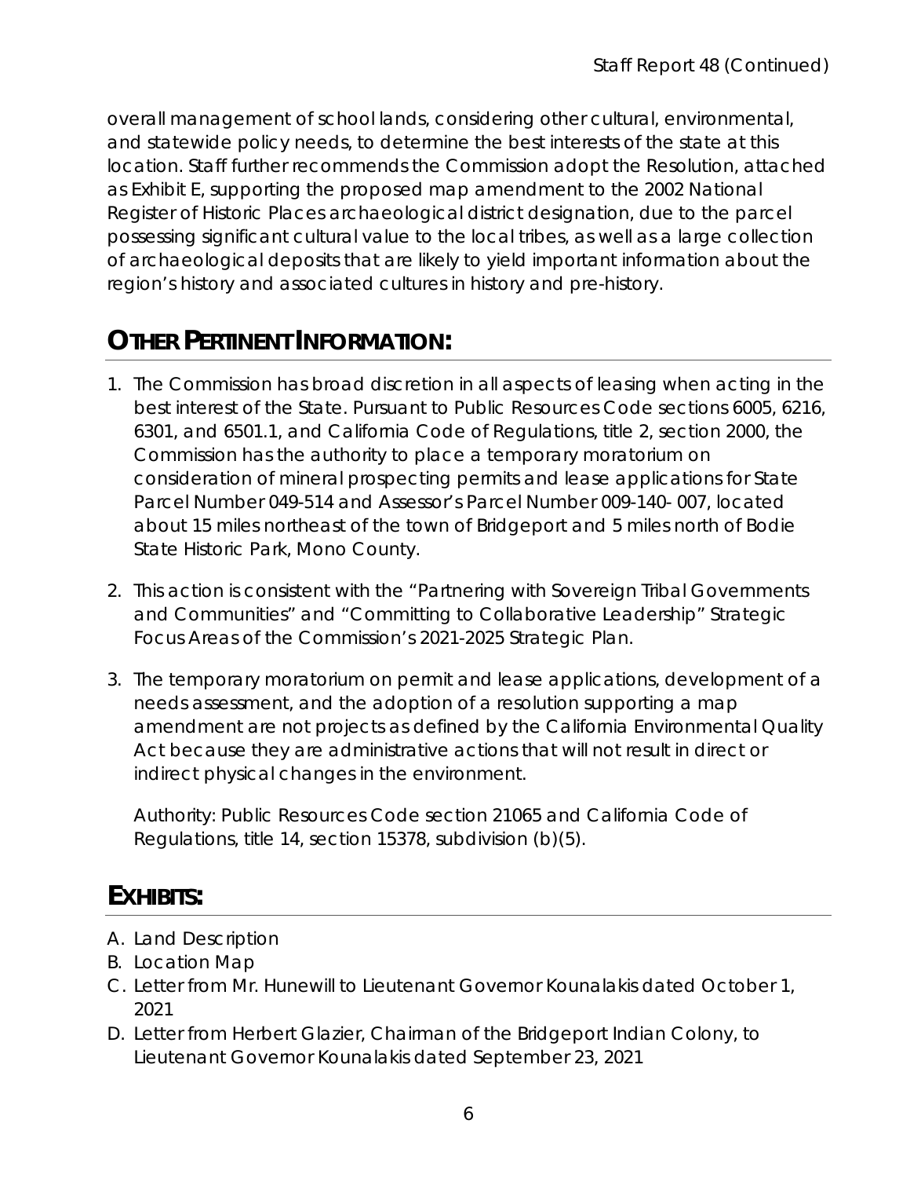overall management of school lands, considering other cultural, environmental, and statewide policy needs, to determine the best interests of the state at this location. Staff further recommends the Commission adopt the Resolution, attached as Exhibit E, supporting the proposed map amendment to the 2002 National Register of Historic Places archaeological district designation, due to the parcel possessing significant cultural value to the local tribes, as well as a large collection of archaeological deposits that are likely to yield important information about the region's history and associated cultures in history and pre-history.

## OTHER PERTINENT INFORMATION:

1. The Commission has broad discretion in all aspects of leasing when acting in the best interest of the State. Pursuant to Public Resources Code sections 6005, 6216, 6301, and 6501.1, and California Code of Regulations, title 2, section 2000, the Commission has the authority to place a temporary moratorium on consideration of mineral prospecting permits and lease applications for State Parcel Number 049-514 and Assessor's Parcel Number 009-140- 007, located about 15 miles northeast of the town of Bridgeport and 5 miles north of Bodie State Historic Park, Mono County.

2. This action is consistent with the "Partnering with Sovereign Tribal Governments and Communities" and "Committing to Collaborative Leadership" Strategic Focus Areas of the Commission's 2021-2025 Strategic Plan.

3. The temporary moratorium on permit and lease applications, development of a needs assessment, and the adoption of a resolution supporting a map amendment are not projects as defined by the California Environmental Quality Act because they are administrative actions that will not result in direct or indirect physical changes in the environment.

   Authority: Public Resources Code section 21065 and California Code of Regulations, title 14, section 15378, subdivision (b)(5).

## EXHIBITS:

A. Land Description
B. Location Map
C. Letter from Mr. Hunewill to Lieutenant Governor Kounalakis dated October 1, 2021
D. Letter from Herbert Glazier, Chairman of the Bridgeport Indian Colony, to Lieutenant Governor Kounalakis dated September 23, 2021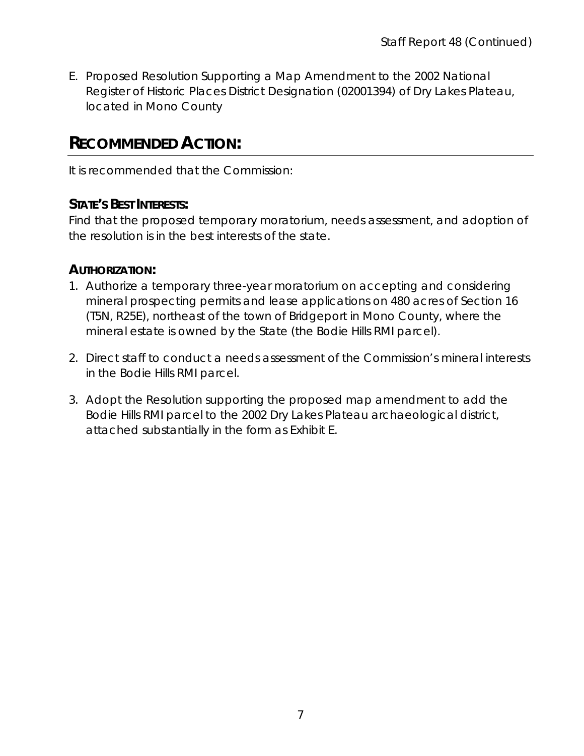E. Proposed Resolution Supporting a Map Amendment to the 2002 National Register of Historic Places District Designation (02001394) of Dry Lakes Plateau, located in Mono County

## RECOMMENDED ACTION:

It is recommended that the Commission:

### STATE'S BEST INTERESTS:

Find that the proposed temporary moratorium, needs assessment, and adoption of the resolution is in the best interests of the state.

### AUTHORIZATION:

1. Authorize a temporary three-year moratorium on accepting and considering mineral prospecting permits and lease applications on 480 acres of Section 16 (T5N, R25E), northeast of the town of Bridgeport in Mono County, where the mineral estate is owned by the State (the Bodie Hills RMI parcel).

2. Direct staff to conduct a needs assessment of the Commission's mineral interests in the Bodie Hills RMI parcel.

3. Adopt the Resolution supporting the proposed map amendment to add the Bodie Hills RMI parcel to the 2002 Dry Lakes Plateau archaeological district, attached substantially in the form as Exhibit E.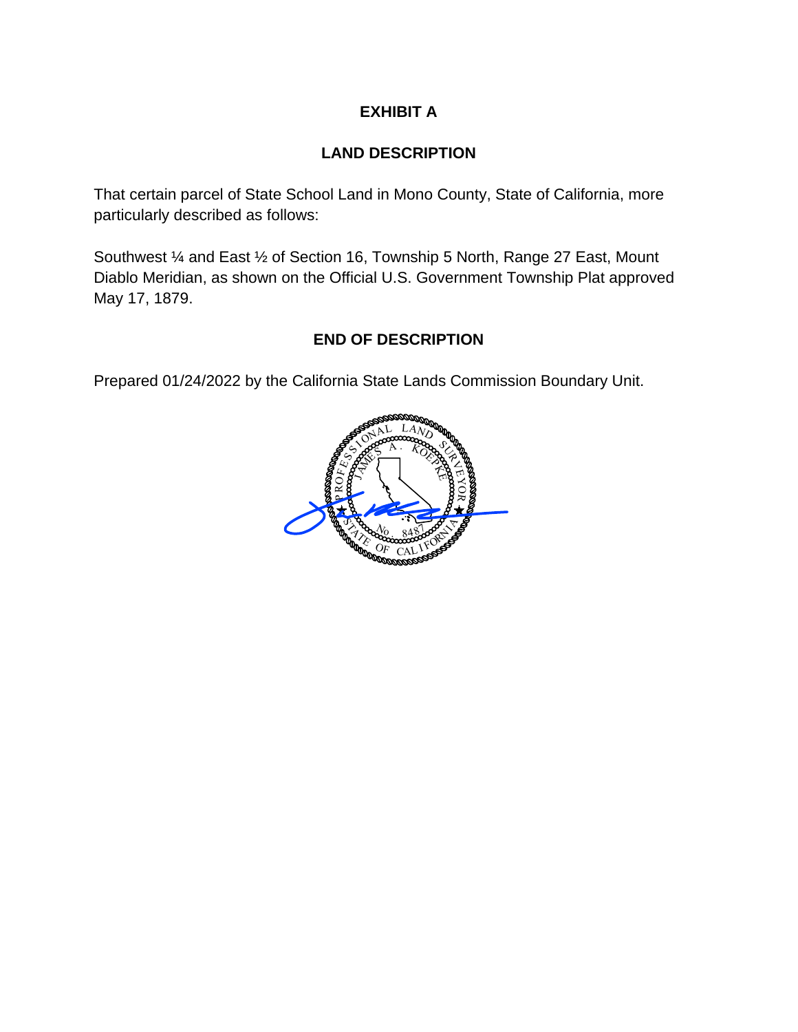# EXHIBIT A

## LAND DESCRIPTION

That certain parcel of State School Land in Mono County, State of California, more particularly described as follows:

Southwest ¼ and East ½ of Section 16, Township 5 North, Range 27 East, Mount Diablo Meridian, as shown on the Official U.S. Government Township Plat approved May 17, 1879.

## END OF DESCRIPTION

Prepared 01/24/2022 by the California State Lands Commission Boundary Unit.

PROFESSIONAL LAND SURVEYOR
JAMES A. KOEPKE
No. 8487
STATE OF CALIFORNIA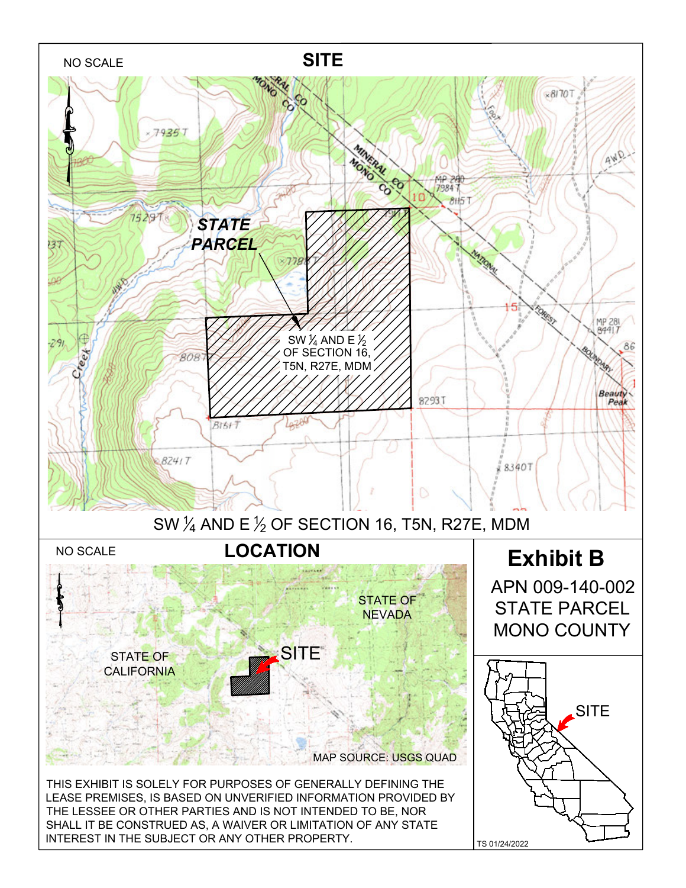NO SCALE

## SITE

STATE PARCEL

SW ¼ AND E ½ OF SECTION 16, T5N, R27E, MDM

SW ¼ AND E ½ OF SECTION 16, T5N, R27E, MDM

NO SCALE

## LOCATION

STATE OF NEVADA

STATE OF CALIFORNIA

SITE

MAP SOURCE: USGS QUAD

# Exhibit B

APN 009-140-002
STATE PARCEL
MONO COUNTY

SITE

THIS EXHIBIT IS SOLELY FOR PURPOSES OF GENERALLY DEFINING THE LEASE PREMISES, IS BASED ON UNVERIFIED INFORMATION PROVIDED BY THE LESSEE OR OTHER PARTIES AND IS NOT INTENDED TO BE, NOR SHALL IT BE CONSTRUED AS, A WAIVER OR LIMITATION OF ANY STATE INTEREST IN THE SUBJECT OR ANY OTHER PROPERTY.

TS 01/24/2022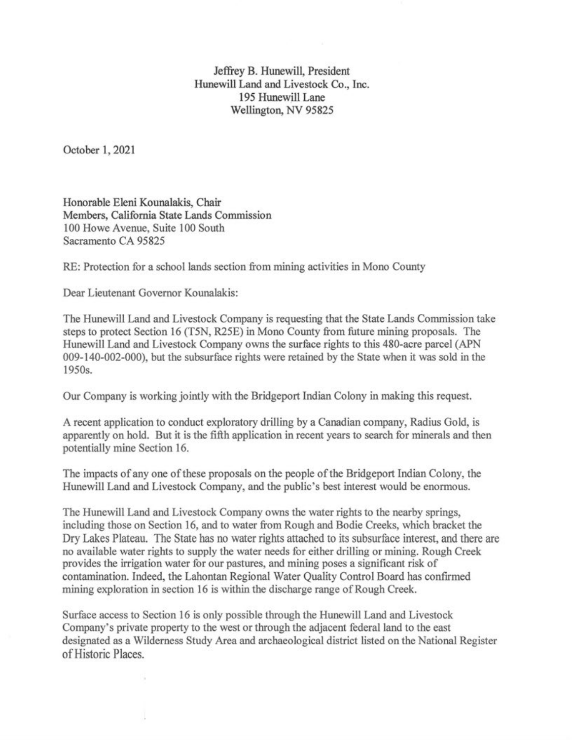Jeffrey B. Hunewill, President
Hunewill Land and Livestock Co., Inc.
195 Hunewill Lane
Wellington, NV 95825

October 1, 2021

Honorable Eleni Kounalakis, Chair
Members, California State Lands Commission
100 Howe Avenue, Suite 100 South
Sacramento CA 95825

RE: Protection for a school lands section from mining activities in Mono County

Dear Lieutenant Governor Kounalakis:

The Hunewill Land and Livestock Company is requesting that the State Lands Commission take steps to protect Section 16 (T5N, R25E) in Mono County from future mining proposals. The Hunewill Land and Livestock Company owns the surface rights to this 480-acre parcel (APN 009-140-002-000), but the subsurface rights were retained by the State when it was sold in the 1950s.

Our Company is working jointly with the Bridgeport Indian Colony in making this request.

A recent application to conduct exploratory drilling by a Canadian company, Radius Gold, is apparently on hold. But it is the fifth application in recent years to search for minerals and then potentially mine Section 16.

The impacts of any one of these proposals on the people of the Bridgeport Indian Colony, the Hunewill Land and Livestock Company, and the public's best interest would be enormous.

The Hunewill Land and Livestock Company owns the water rights to the nearby springs, including those on Section 16, and to water from Rough and Bodie Creeks, which bracket the Dry Lakes Plateau. The State has no water rights attached to its subsurface interest, and there are no available water rights to supply the water needs for either drilling or mining. Rough Creek provides the irrigation water for our pastures, and mining poses a significant risk of contamination. Indeed, the Lahontan Regional Water Quality Control Board has confirmed mining exploration in section 16 is within the discharge range of Rough Creek.

Surface access to Section 16 is only possible through the Hunewill Land and Livestock Company's private property to the west or through the adjacent federal land to the east designated as a Wilderness Study Area and archaeological district listed on the National Register of Historic Places.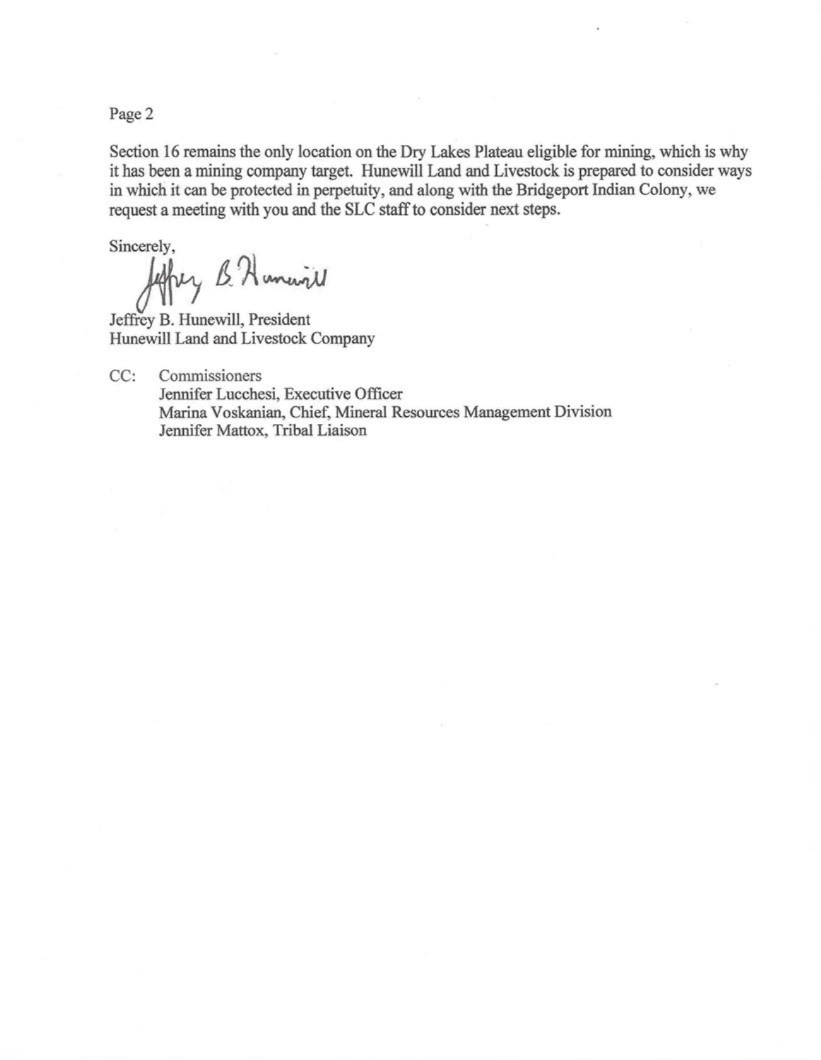Section 16 remains the only location on the Dry Lakes Plateau eligible for mining, which is why it has been a mining company target. Hunewill Land and Livestock is prepared to consider ways in which it can be protected in perpetuity, and along with the Bridgeport Indian Colony, we request a meeting with you and the SLC staff to consider next steps.

Sincerely,

Jeffrey B. Hunewill

Jeffrey B. Hunewill, President
Hunewill Land and Livestock Company

CC: Commissioners
Jennifer Lucchesi, Executive Officer
Marina Voskanian, Chief, Mineral Resources Management Division
Jennifer Mattox, Tribal Liaison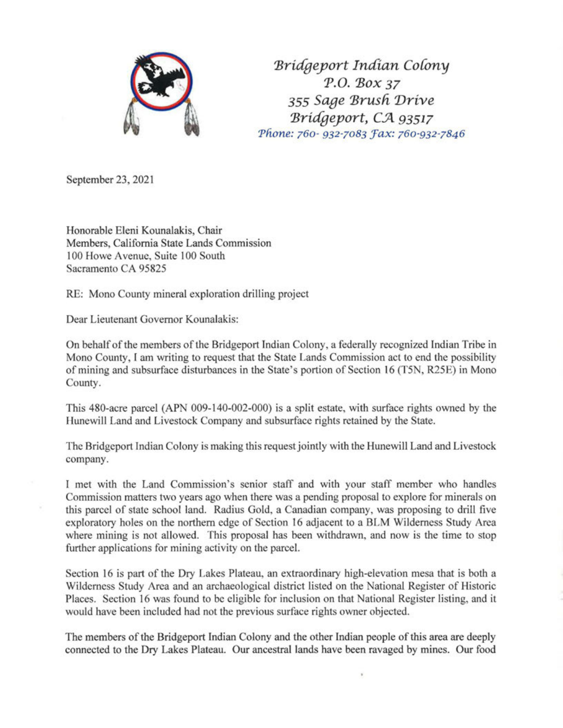*Bridgeport Indian Colony*
*P.O. Box 37*
*355 Sage Brush Drive*
*Bridgeport, CA 93517*
*Phone: 760- 932-7083 Fax: 760-932-7846*

September 23, 2021

Honorable Eleni Kounalakis, Chair
Members, California State Lands Commission
100 Howe Avenue, Suite 100 South
Sacramento CA 95825

RE: Mono County mineral exploration drilling project

Dear Lieutenant Governor Kounalakis:

On behalf of the members of the Bridgeport Indian Colony, a federally recognized Indian Tribe in Mono County, I am writing to request that the State Lands Commission act to end the possibility of mining and subsurface disturbances in the State's portion of Section 16 (T5N, R25E) in Mono County.

This 480-acre parcel (APN 009-140-002-000) is a split estate, with surface rights owned by the Hunewill Land and Livestock Company and subsurface rights retained by the State.

The Bridgeport Indian Colony is making this request jointly with the Hunewill Land and Livestock company.

I met with the Land Commission's senior staff and with your staff member who handles Commission matters two years ago when there was a pending proposal to explore for minerals on this parcel of state school land. Radius Gold, a Canadian company, was proposing to drill five exploratory holes on the northern edge of Section 16 adjacent to a BLM Wilderness Study Area where mining is not allowed. This proposal has been withdrawn, and now is the time to stop further applications for mining activity on the parcel.

Section 16 is part of the Dry Lakes Plateau, an extraordinary high-elevation mesa that is both a Wilderness Study Area and an archaeological district listed on the National Register of Historic Places. Section 16 was found to be eligible for inclusion on that National Register listing, and it would have been included had not the previous surface rights owner objected.

The members of the Bridgeport Indian Colony and the other Indian people of this area are deeply connected to the Dry Lakes Plateau. Our ancestral lands have been ravaged by mines. Our food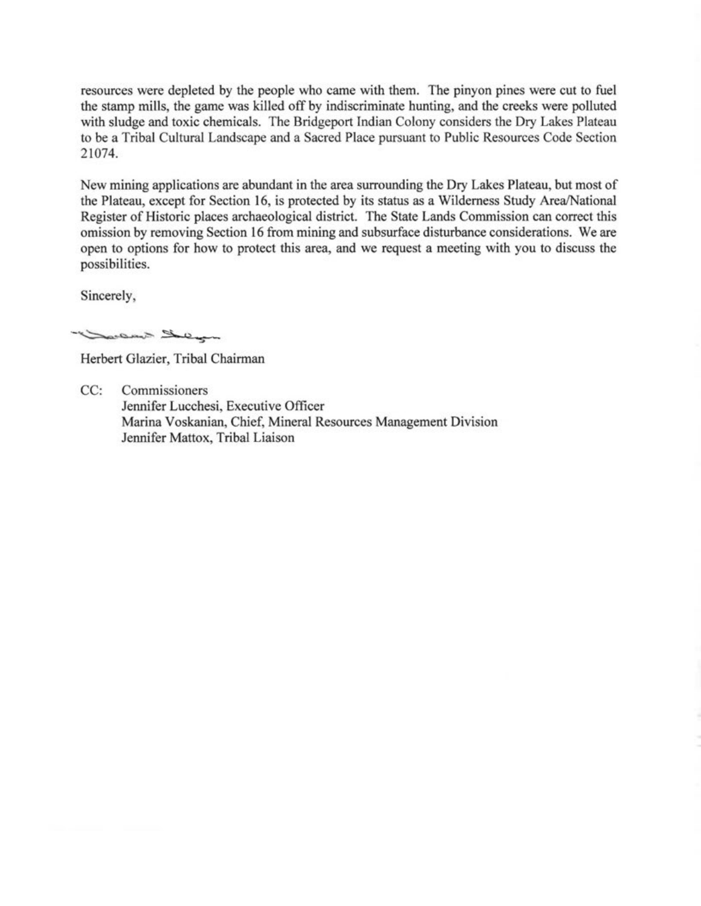resources were depleted by the people who came with them. The pinyon pines were cut to fuel the stamp mills, the game was killed off by indiscriminate hunting, and the creeks were polluted with sludge and toxic chemicals. The Bridgeport Indian Colony considers the Dry Lakes Plateau to be a Tribal Cultural Landscape and a Sacred Place pursuant to Public Resources Code Section 21074.

New mining applications are abundant in the area surrounding the Dry Lakes Plateau, but most of the Plateau, except for Section 16, is protected by its status as a Wilderness Study Area/National Register of Historic places archaeological district. The State Lands Commission can correct this omission by removing Section 16 from mining and subsurface disturbance considerations. We are open to options for how to protect this area, and we request a meeting with you to discuss the possibilities.

Sincerely,

Herbert Glazier, Tribal Chairman

CC: Commissioners
Jennifer Lucchesi, Executive Officer
Marina Voskanian, Chief, Mineral Resources Management Division
Jennifer Mattox, Tribal Liaison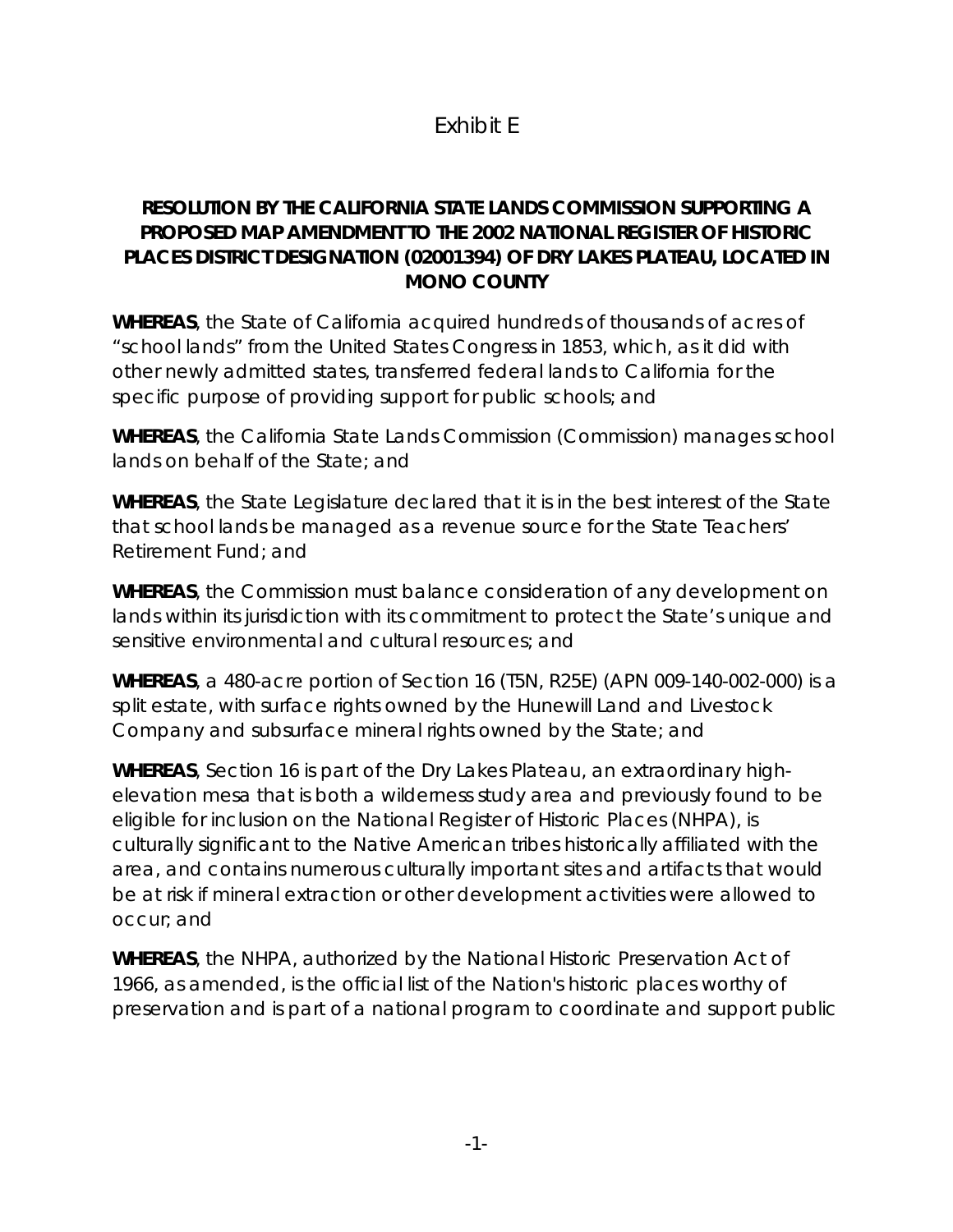# Exhibit E

## RESOLUTION BY THE CALIFORNIA STATE LANDS COMMISSION SUPPORTING A PROPOSED MAP AMENDMENT TO THE 2002 NATIONAL REGISTER OF HISTORIC PLACES DISTRICT DESIGNATION (02001394) OF DRY LAKES PLATEAU, LOCATED IN MONO COUNTY

**WHEREAS**, the State of California acquired hundreds of thousands of acres of "school lands" from the United States Congress in 1853, which, as it did with other newly admitted states, transferred federal lands to California for the specific purpose of providing support for public schools; and

**WHEREAS**, the California State Lands Commission (Commission) manages school lands on behalf of the State; and

**WHEREAS**, the State Legislature declared that it is in the best interest of the State that school lands be managed as a revenue source for the State Teachers' Retirement Fund; and

**WHEREAS**, the Commission must balance consideration of any development on lands within its jurisdiction with its commitment to protect the State's unique and sensitive environmental and cultural resources; and

**WHEREAS**, a 480-acre portion of Section 16 (T5N, R25E) (APN 009-140-002-000) is a split estate, with surface rights owned by the Hunewill Land and Livestock Company and subsurface mineral rights owned by the State; and

**WHEREAS**, Section 16 is part of the Dry Lakes Plateau, an extraordinary high-elevation mesa that is both a wilderness study area and previously found to be eligible for inclusion on the National Register of Historic Places (NHPA), is culturally significant to the Native American tribes historically affiliated with the area, and contains numerous culturally important sites and artifacts that would be at risk if mineral extraction or other development activities were allowed to occur; and

**WHEREAS**, the NHPA, authorized by the National Historic Preservation Act of 1966, as amended, is the official list of the Nation's historic places worthy of preservation and is part of a national program to coordinate and support public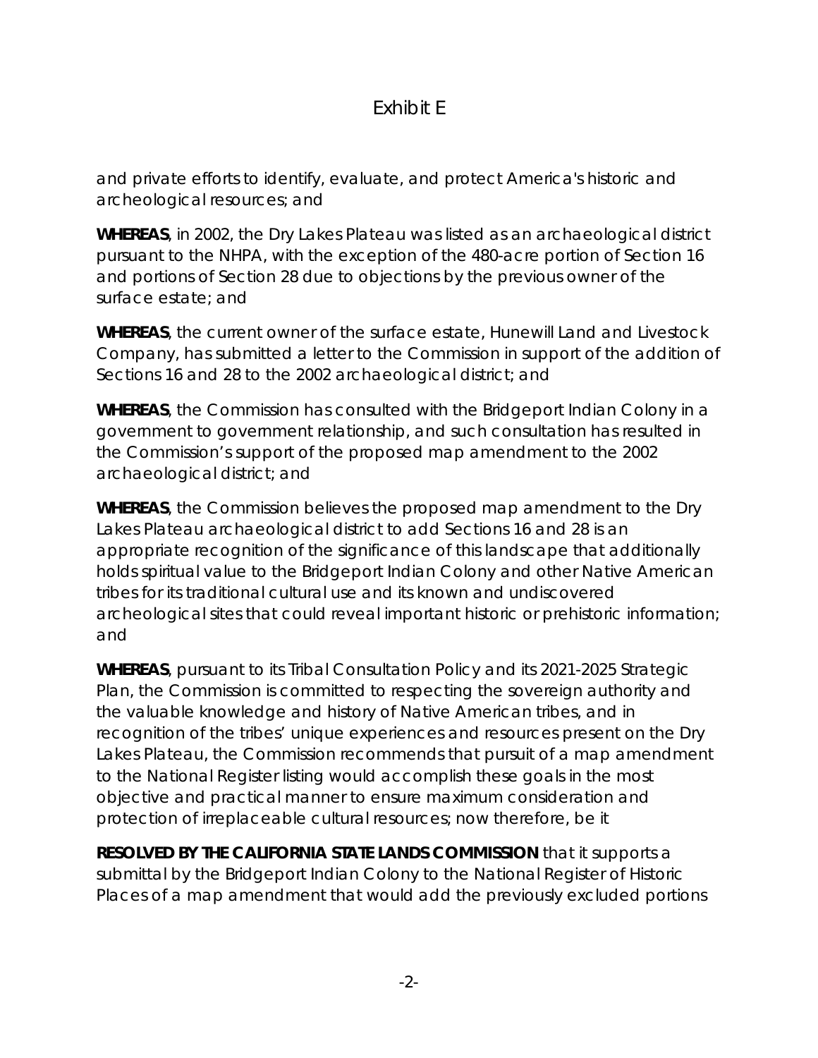# Exhibit E

and private efforts to identify, evaluate, and protect America's historic and archeological resources; and

**WHEREAS**, in 2002, the Dry Lakes Plateau was listed as an archaeological district pursuant to the NHPA, with the exception of the 480-acre portion of Section 16 and portions of Section 28 due to objections by the previous owner of the surface estate; and

**WHEREAS**, the current owner of the surface estate, Hunewill Land and Livestock Company, has submitted a letter to the Commission in support of the addition of Sections 16 and 28 to the 2002 archaeological district; and

**WHEREAS**, the Commission has consulted with the Bridgeport Indian Colony in a government to government relationship, and such consultation has resulted in the Commission's support of the proposed map amendment to the 2002 archaeological district; and

**WHEREAS**, the Commission believes the proposed map amendment to the Dry Lakes Plateau archaeological district to add Sections 16 and 28 is an appropriate recognition of the significance of this landscape that additionally holds spiritual value to the Bridgeport Indian Colony and other Native American tribes for its traditional cultural use and its known and undiscovered archeological sites that could reveal important historic or prehistoric information; and

**WHEREAS**, pursuant to its Tribal Consultation Policy and its 2021-2025 Strategic Plan, the Commission is committed to respecting the sovereign authority and the valuable knowledge and history of Native American tribes, and in recognition of the tribes' unique experiences and resources present on the Dry Lakes Plateau, the Commission recommends that pursuit of a map amendment to the National Register listing would accomplish these goals in the most objective and practical manner to ensure maximum consideration and protection of irreplaceable cultural resources; now therefore, be it

**RESOLVED BY THE CALIFORNIA STATE LANDS COMMISSION** that it supports a submittal by the Bridgeport Indian Colony to the National Register of Historic Places of a map amendment that would add the previously excluded portions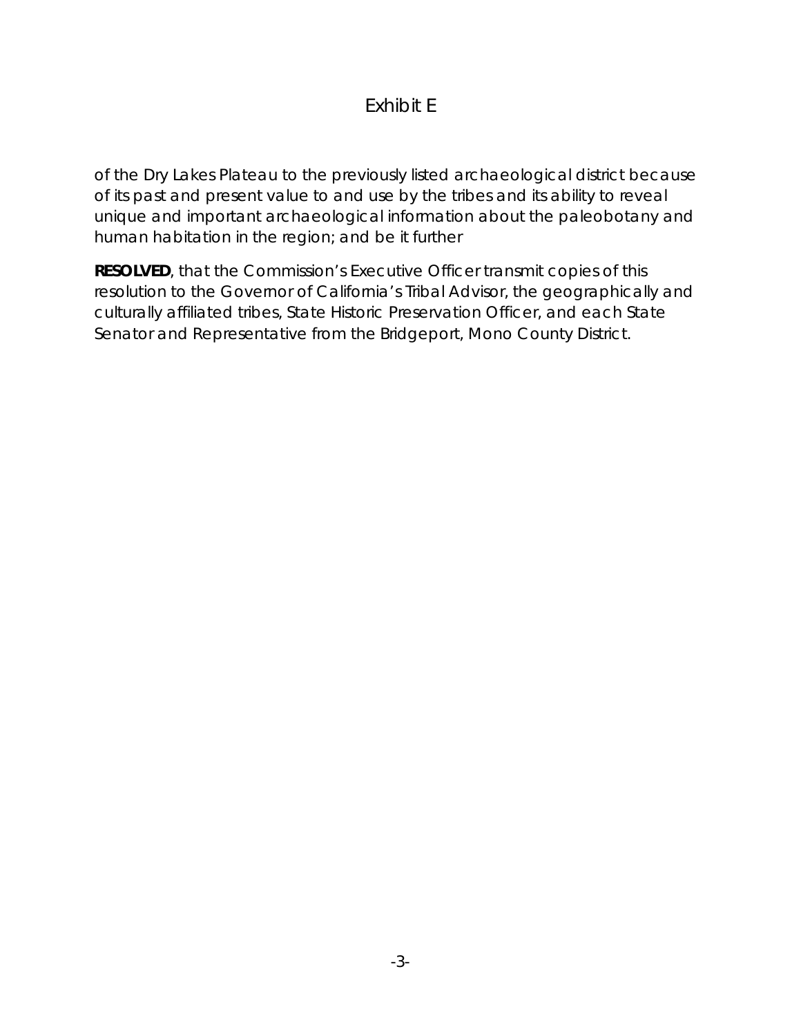# Exhibit E

of the Dry Lakes Plateau to the previously listed archaeological district because of its past and present value to and use by the tribes and its ability to reveal unique and important archaeological information about the paleobotany and human habitation in the region; and be it further

**RESOLVED**, that the Commission's Executive Officer transmit copies of this resolution to the Governor of California's Tribal Advisor, the geographically and culturally affiliated tribes, State Historic Preservation Officer, and each State Senator and Representative from the Bridgeport, Mono County District.